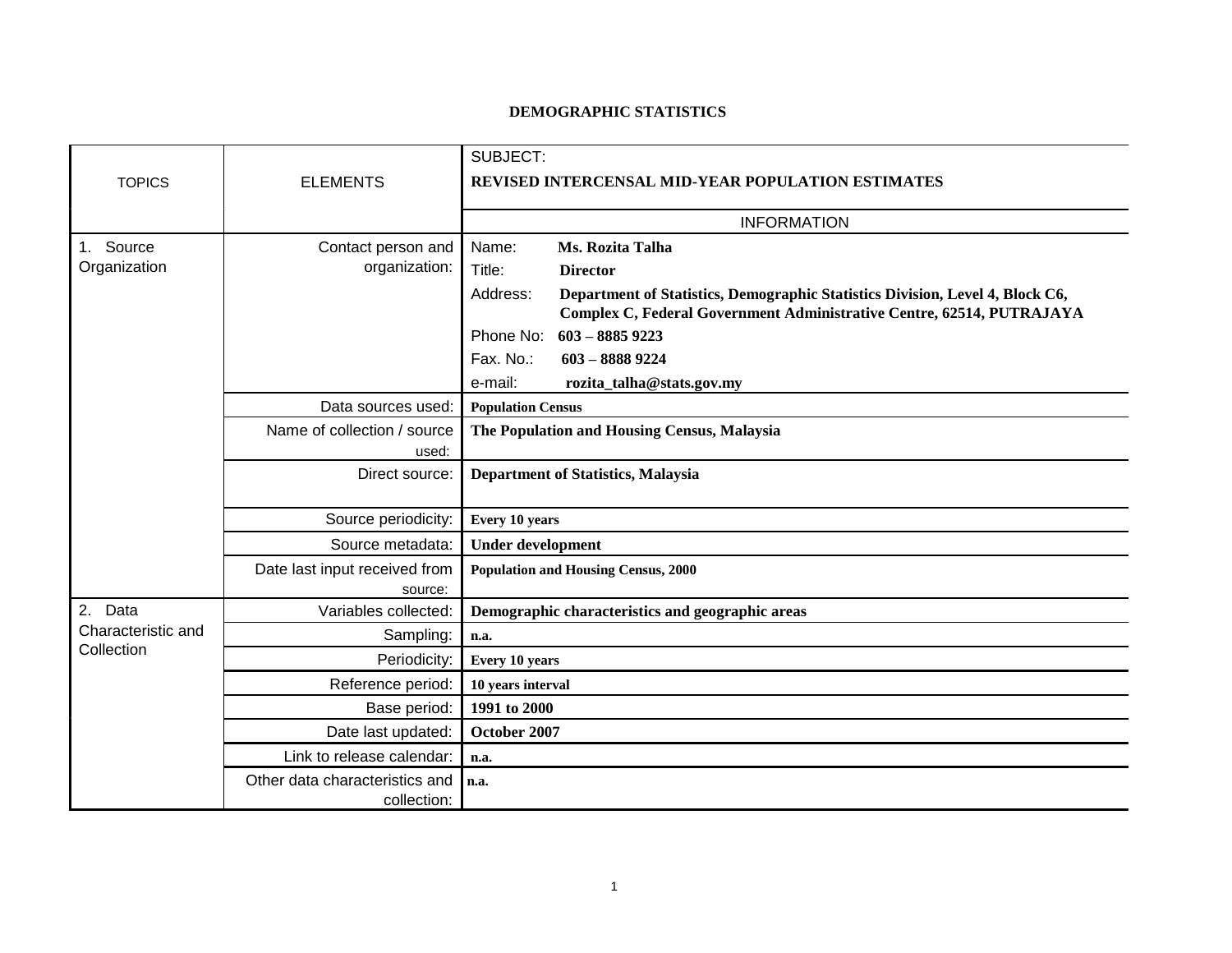# DEMOGRAPHIC STATISTICS

| TOPICS | ELEMENTS | SUBJECT: **REVISED INTERCENSAL MID-YEAR POPULATION ESTIMATES** |
|---|---|---|
| | | INFORMATION |
| 1. Source Organization | Contact person and organization: | Name: **Ms. Rozita Talha**<br>Title: **Director**<br>Address: **Department of Statistics, Demographic Statistics Division, Level 4, Block C6, Complex C, Federal Government Administrative Centre, 62514, PUTRAJAYA**<br>Phone No: **603 – 8885 9223**<br>Fax. No.: **603 – 8888 9224**<br>e-mail: **rozita_talha@stats.gov.my** |
| | Data sources used: | **Population Census** |
| | Name of collection / source used: | **The Population and Housing Census, Malaysia** |
| | Direct source: | **Department of Statistics, Malaysia** |
| | Source periodicity: | **Every 10 years** |
| | Source metadata: | **Under development** |
| | Date last input received from source: | **Population and Housing Census, 2000** |
| 2. Data Characteristic and Collection | Variables collected: | **Demographic characteristics and geographic areas** |
| | Sampling: | **n.a.** |
| | Periodicity: | **Every 10 years** |
| | Reference period: | **10 years interval** |
| | Base period: | **1991 to 2000** |
| | Date last updated: | **October 2007** |
| | Link to release calendar: | **n.a.** |
| | Other data characteristics and collection: | **n.a.** |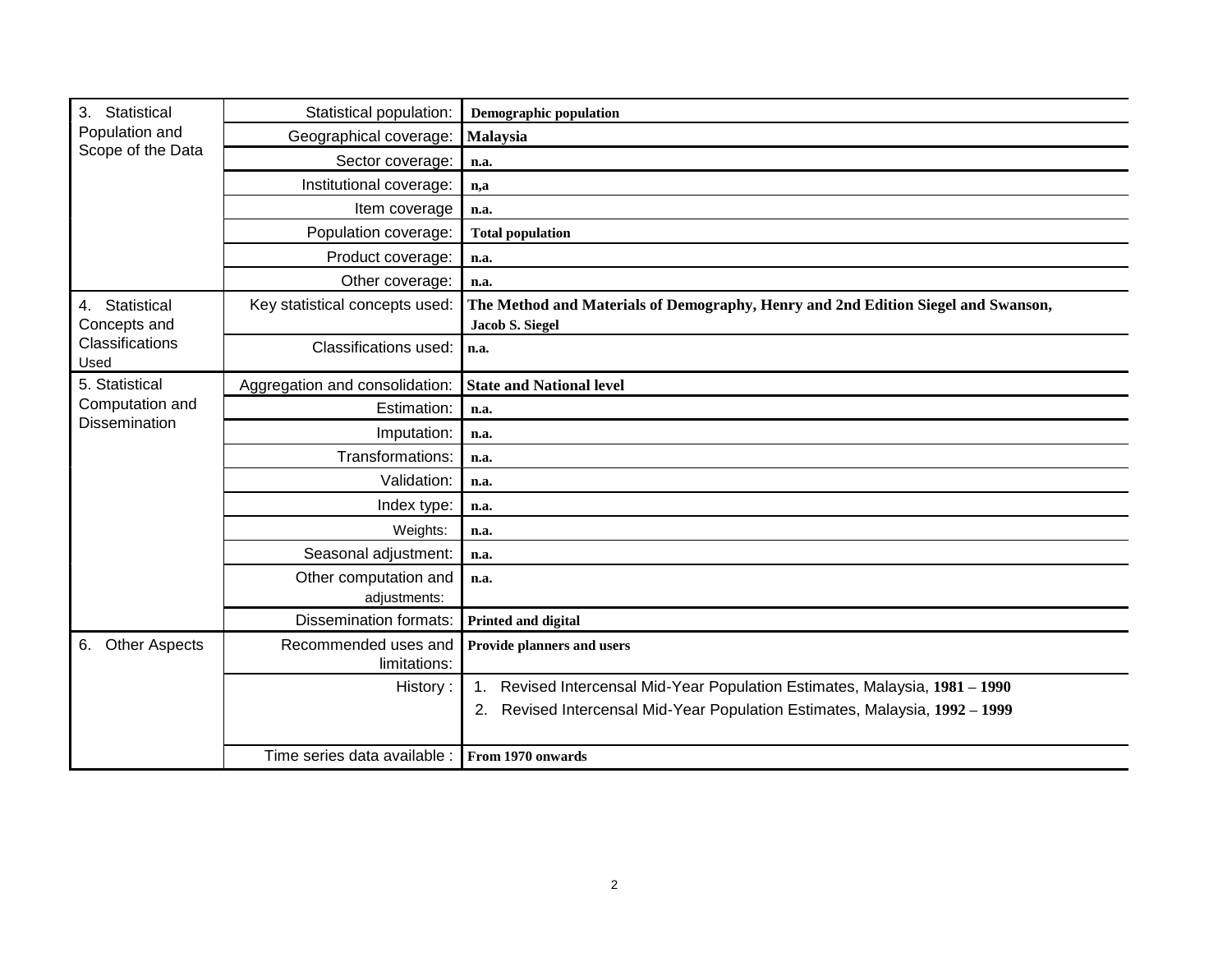| | | |
|---|---|---|
| 3. Statistical Population and Scope of the Data | Statistical population: | **Demographic population** |
| | Geographical coverage: | **Malaysia** |
| | Sector coverage: | **n.a.** |
| | Institutional coverage: | **n,a** |
| | Item coverage | **n.a.** |
| | Population coverage: | **Total population** |
| | Product coverage: | **n.a.** |
| | Other coverage: | **n.a.** |
| 4. Statistical Concepts and Classifications Used | Key statistical concepts used: | **The Method and Materials of Demography, Henry and 2nd Edition Siegel and Swanson, Jacob S. Siegel** |
| | Classifications used: | **n.a.** |
| 5. Statistical Computation and Dissemination | Aggregation and consolidation: | **State and National level** |
| | Estimation: | **n.a.** |
| | Imputation: | **n.a.** |
| | Transformations: | **n.a.** |
| | Validation: | **n.a.** |
| | Index type: | **n.a.** |
| | Weights: | **n.a.** |
| | Seasonal adjustment: | **n.a.** |
| | Other computation and adjustments: | **n.a.** |
| | Dissemination formats: | **Printed and digital** |
| 6. Other Aspects | Recommended uses and limitations: | **Provide planners and users** |
| | History : | 1. Revised Intercensal Mid-Year Population Estimates, Malaysia, **1981 – 1990**<br>2. Revised Intercensal Mid-Year Population Estimates, Malaysia, **1992 – 1999** |
| | Time series data available : | **From 1970 onwards** |